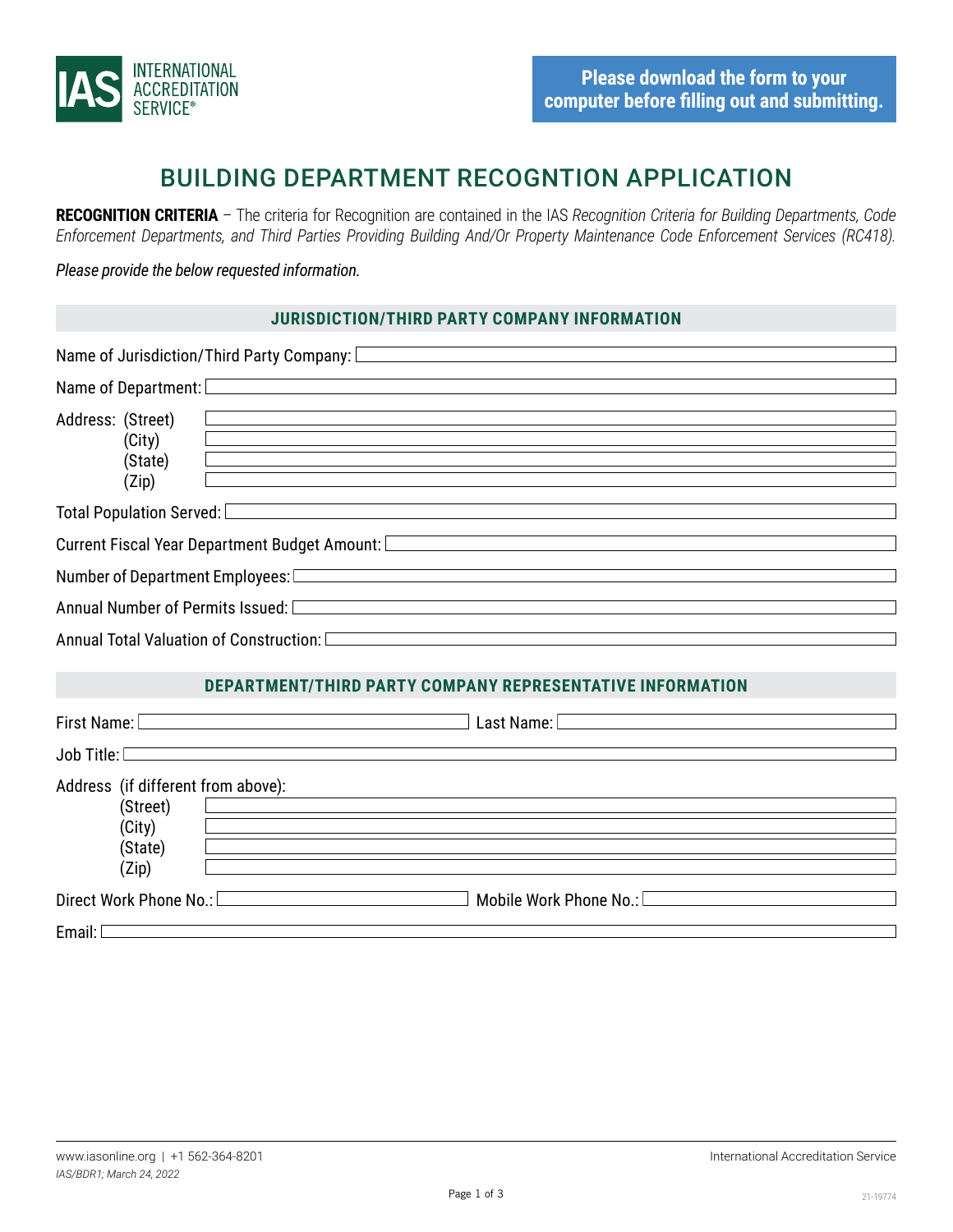INTERNATIONAL ACCREDITATION SERVICE®

**Please download the form to your computer before filling out and submitting.**

# BUILDING DEPARTMENT RECOGNTION APPLICATION

**RECOGNITION CRITERIA** – The criteria for Recognition are contained in the IAS *Recognition Criteria for Building Departments, Code Enforcement Departments, and Third Parties Providing Building And/Or Property Maintenance Code Enforcement Services (RC418).*

*Please provide the below requested information.*

## JURISDICTION/THIRD PARTY COMPANY INFORMATION

Name of Jurisdiction/Third Party Company:

Name of Department:

Address: (Street)
(City)
(State)
(Zip)

Total Population Served:

Current Fiscal Year Department Budget Amount:

Number of Department Employees:

Annual Number of Permits Issued:

Annual Total Valuation of Construction:

## DEPARTMENT/THIRD PARTY COMPANY REPRESENTATIVE INFORMATION

First Name: Last Name:

Job Title:

Address (if different from above):
(Street)
(City)
(State)
(Zip)

Direct Work Phone No.: Mobile Work Phone No.:

Email:

www.iasonline.org | +1 562-364-8201

*IAS/BDR1; March 24, 2022*

International Accreditation Service

21-19774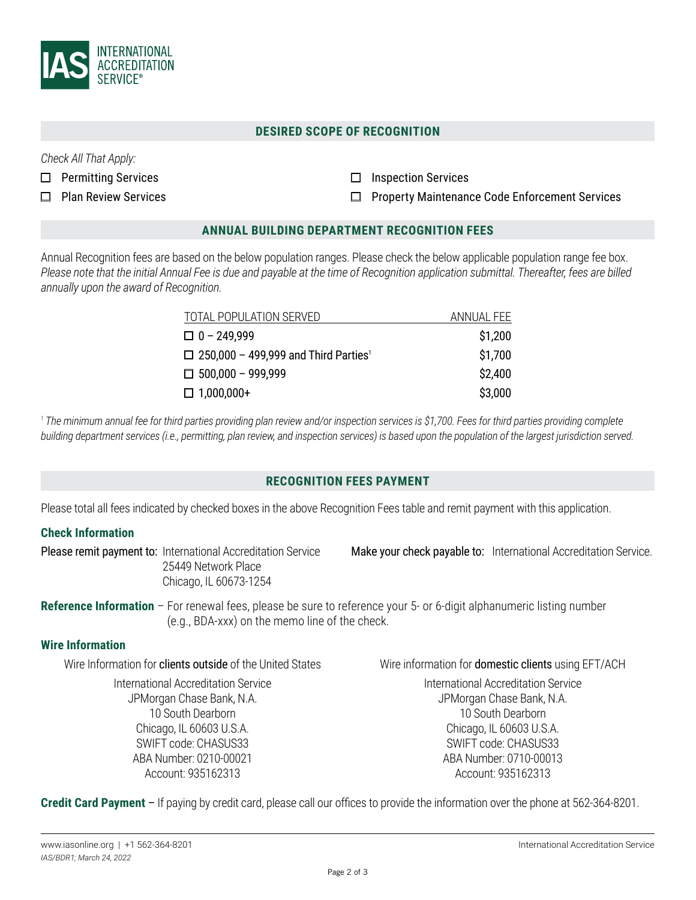## DESIRED SCOPE OF RECOGNITION

*Check All That Apply:*

- ☐ Permitting Services
- ☐ Plan Review Services
- ☐ Inspection Services
- ☐ Property Maintenance Code Enforcement Services

## ANNUAL BUILDING DEPARTMENT RECOGNITION FEES

Annual Recognition fees are based on the below population ranges. Please check the below applicable population range fee box. *Please note that the initial Annual Fee is due and payable at the time of Recognition application submittal. Thereafter, fees are billed annually upon the award of Recognition.*

| TOTAL POPULATION SERVED | ANNUAL FEE |
|---|---|
| ☐ 0 – 249,999 | $1,200 |
| ☐ 250,000 – 499,999 and Third Parties[1] | $1,700 |
| ☐ 500,000 – 999,999 | $2,400 |
| ☐ 1,000,000+ | $3,000 |

*[1] The minimum annual fee for third parties providing plan review and/or inspection services is $1,700. Fees for third parties providing complete building department services (i.e., permitting, plan review, and inspection services) is based upon the population of the largest jurisdiction served.*

## RECOGNITION FEES PAYMENT

Please total all fees indicated by checked boxes in the above Recognition Fees table and remit payment with this application.

### Check Information

**Please remit payment to:** International Accreditation Service
25449 Network Place
Chicago, IL 60673-1254

**Make your check payable to:** International Accreditation Service.

**Reference Information** – For renewal fees, please be sure to reference your 5- or 6-digit alphanumeric listing number (e.g., BDA-xxx) on the memo line of the check.

### Wire Information

Wire Information for **clients outside** of the United States

International Accreditation Service
JPMorgan Chase Bank, N.A.
10 South Dearborn
Chicago, IL 60603 U.S.A.
SWIFT code: CHASUS33
ABA Number: 0210-00021
Account: 935162313

Wire information for **domestic clients** using EFT/ACH

International Accreditation Service
JPMorgan Chase Bank, N.A.
10 South Dearborn
Chicago, IL 60603 U.S.A.
SWIFT code: CHASUS33
ABA Number: 0710-00013
Account: 935162313

**Credit Card Payment** – If paying by credit card, please call our offices to provide the information over the phone at 562-364-8201.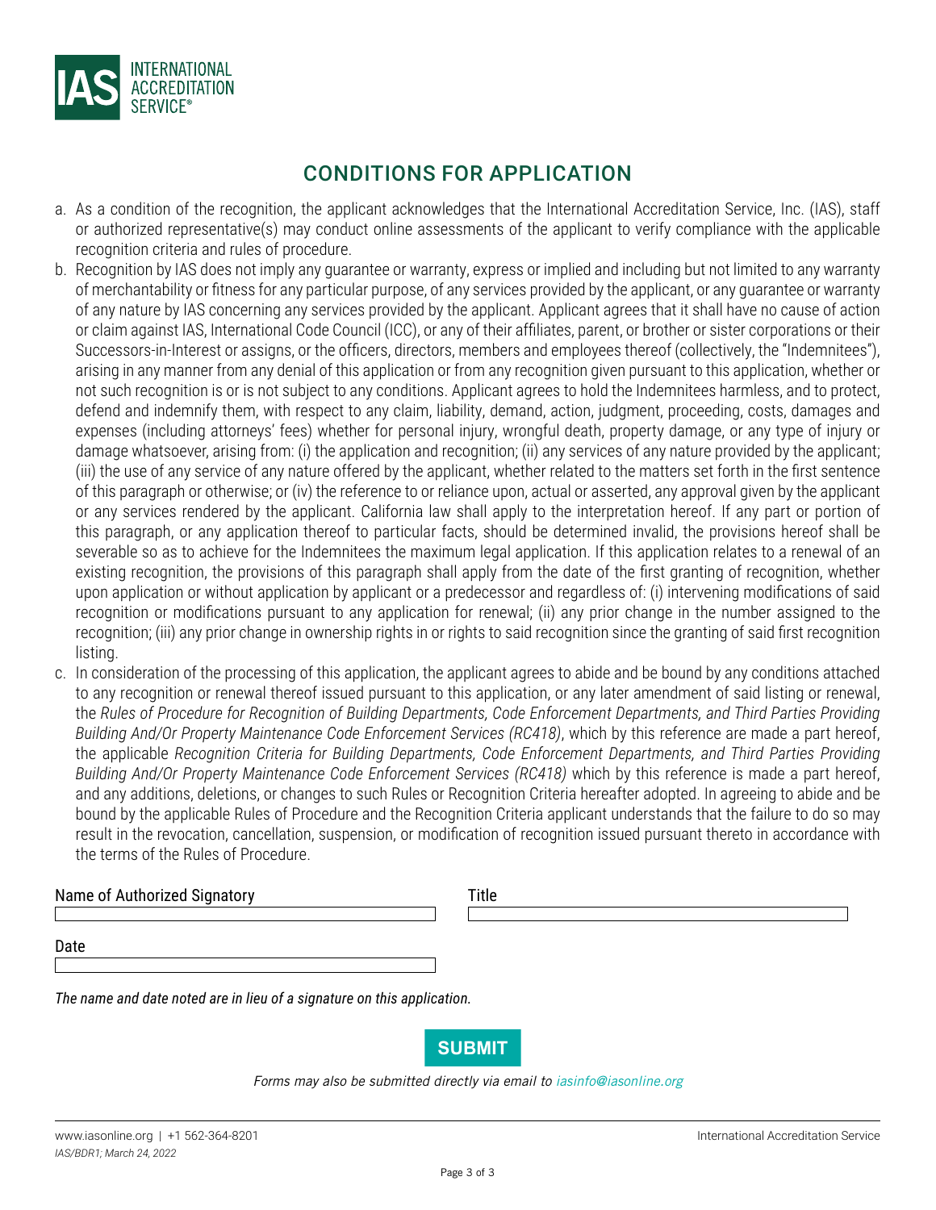# CONDITIONS FOR APPLICATION

a. As a condition of the recognition, the applicant acknowledges that the International Accreditation Service, Inc. (IAS), staff or authorized representative(s) may conduct online assessments of the applicant to verify compliance with the applicable recognition criteria and rules of procedure.

b. Recognition by IAS does not imply any guarantee or warranty, express or implied and including but not limited to any warranty of merchantability or fitness for any particular purpose, of any services provided by the applicant, or any guarantee or warranty of any nature by IAS concerning any services provided by the applicant. Applicant agrees that it shall have no cause of action or claim against IAS, International Code Council (ICC), or any of their affiliates, parent, or brother or sister corporations or their Successors-in-Interest or assigns, or the officers, directors, members and employees thereof (collectively, the "Indemnitees"), arising in any manner from any denial of this application or from any recognition given pursuant to this application, whether or not such recognition is or is not subject to any conditions. Applicant agrees to hold the Indemnitees harmless, and to protect, defend and indemnify them, with respect to any claim, liability, demand, action, judgment, proceeding, costs, damages and expenses (including attorneys' fees) whether for personal injury, wrongful death, property damage, or any type of injury or damage whatsoever, arising from: (i) the application and recognition; (ii) any services of any nature provided by the applicant; (iii) the use of any service of any nature offered by the applicant, whether related to the matters set forth in the first sentence of this paragraph or otherwise; or (iv) the reference to or reliance upon, actual or asserted, any approval given by the applicant or any services rendered by the applicant. California law shall apply to the interpretation hereof. If any part or portion of this paragraph, or any application thereof to particular facts, should be determined invalid, the provisions hereof shall be severable so as to achieve for the Indemnitees the maximum legal application. If this application relates to a renewal of an existing recognition, the provisions of this paragraph shall apply from the date of the first granting of recognition, whether upon application or without application by applicant or a predecessor and regardless of: (i) intervening modifications of said recognition or modifications pursuant to any application for renewal; (ii) any prior change in the number assigned to the recognition; (iii) any prior change in ownership rights in or rights to said recognition since the granting of said first recognition listing.

c. In consideration of the processing of this application, the applicant agrees to abide and be bound by any conditions attached to any recognition or renewal thereof issued pursuant to this application, or any later amendment of said listing or renewal, the *Rules of Procedure for Recognition of Building Departments, Code Enforcement Departments, and Third Parties Providing Building And/Or Property Maintenance Code Enforcement Services (RC418)*, which by this reference are made a part hereof, the applicable *Recognition Criteria for Building Departments, Code Enforcement Departments, and Third Parties Providing Building And/Or Property Maintenance Code Enforcement Services (RC418)* which by this reference is made a part hereof, and any additions, deletions, or changes to such Rules or Recognition Criteria hereafter adopted. In agreeing to abide and be bound by the applicable Rules of Procedure and the Recognition Criteria applicant understands that the failure to do so may result in the revocation, cancellation, suspension, or modification of recognition issued pursuant thereto in accordance with the terms of the Rules of Procedure.

Name of Authorized Signatory

Title

Date

*The name and date noted are in lieu of a signature on this application.*

SUBMIT

*Forms may also be submitted directly via email to iasinfo@iasonline.org*

www.iasonline.org | +1 562-364-8201

*IAS/BDR1; March 24, 2022*

International Accreditation Service